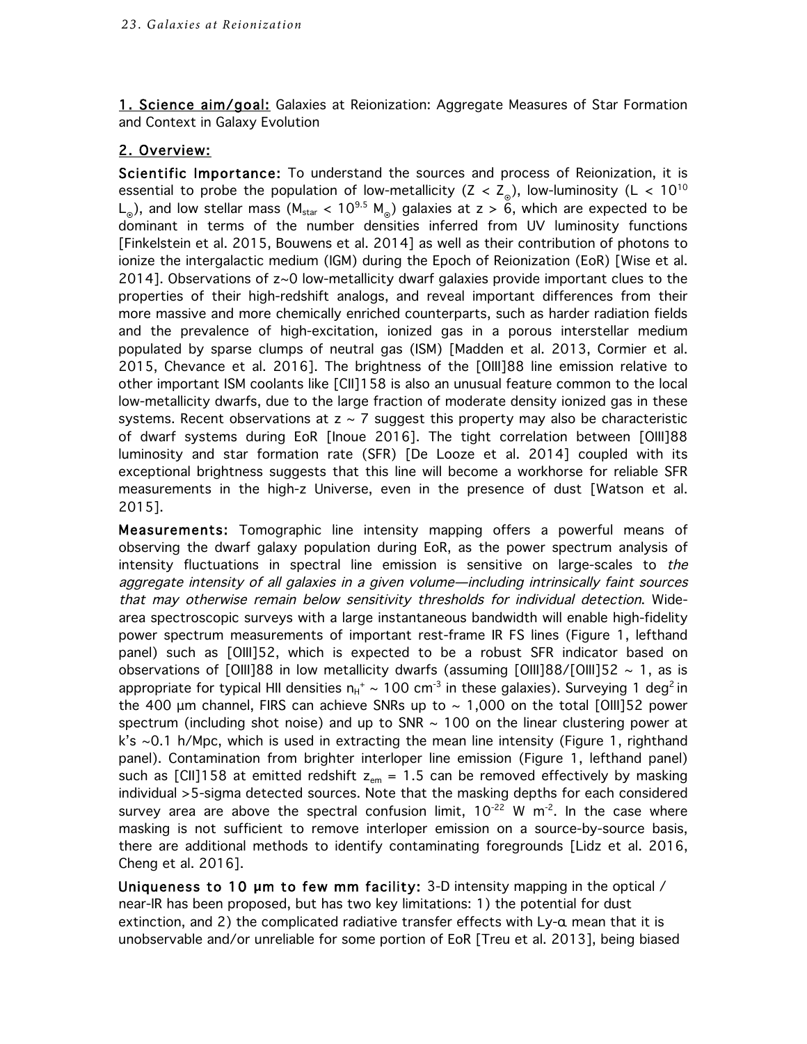1. Science aim/goal: Galaxies at Reionization: Aggregate Measures of Star Formation and Context in Galaxy Evolution

2. Overview:

**Scientific Importance:** To understand the sources and process of Reionization, it is essential to probe the population of low-metallicity ($Z < Z_{\odot}$), low-luminosity ($L < 10^{10}$ $L_{\odot}$), and low stellar mass ($M_{star} < 10^{9.5}$ $M_{\odot}$) galaxies at $z > 6$, which are expected to be dominant in terms of the number densities inferred from UV luminosity functions [Finkelstein et al. 2015, Bouwens et al. 2014] as well as their contribution of photons to ionize the intergalactic medium (IGM) during the Epoch of Reionization (EoR) [Wise et al. 2014]. Observations of z~0 low-metallicity dwarf galaxies provide important clues to the properties of their high-redshift analogs, and reveal important differences from their more massive and more chemically enriched counterparts, such as harder radiation fields and the prevalence of high-excitation, ionized gas in a porous interstellar medium populated by sparse clumps of neutral gas (ISM) [Madden et al. 2013, Cormier et al. 2015, Chevance et al. 2016]. The brightness of the [OIII]88 line emission relative to other important ISM coolants like [CII]158 is also an unusual feature common to the local low-metallicity dwarfs, due to the large fraction of moderate density ionized gas in these systems. Recent observations at $z \sim 7$ suggest this property may also be characteristic of dwarf systems during EoR [Inoue 2016]. The tight correlation between [OIII]88 luminosity and star formation rate (SFR) [De Looze et al. 2014] coupled with its exceptional brightness suggests that this line will become a workhorse for reliable SFR measurements in the high-z Universe, even in the presence of dust [Watson et al. 2015].

**Measurements:** Tomographic line intensity mapping offers a powerful means of observing the dwarf galaxy population during EoR, as the power spectrum analysis of intensity fluctuations in spectral line emission is sensitive on large-scales to *the aggregate intensity of all galaxies in a given volume—including intrinsically faint sources that may otherwise remain below sensitivity thresholds for individual detection*. Wide-area spectroscopic surveys with a large instantaneous bandwidth will enable high-fidelity power spectrum measurements of important rest-frame IR FS lines (Figure 1, lefthand panel) such as [OIII]52, which is expected to be a robust SFR indicator based on observations of [OIII]88 in low metallicity dwarfs (assuming [OIII]88/[OIII]52 ~ 1, as is appropriate for typical HII densities $n_{H^+} \sim 100$ cm$^{-3}$ in these galaxies). Surveying 1 deg$^2$ in the 400 µm channel, FIRS can achieve SNRs up to ~ 1,000 on the total [OIII]52 power spectrum (including shot noise) and up to SNR ~ 100 on the linear clustering power at k's ~0.1 h/Mpc, which is used in extracting the mean line intensity (Figure 1, righthand panel). Contamination from brighter interloper line emission (Figure 1, lefthand panel) such as [CII]158 at emitted redshift $z_{em} = 1.5$ can be removed effectively by masking individual >5-sigma detected sources. Note that the masking depths for each considered survey area are above the spectral confusion limit, $10^{-22}$ W m$^{-2}$. In the case where masking is not sufficient to remove interloper emission on a source-by-source basis, there are additional methods to identify contaminating foregrounds [Lidz et al. 2016, Cheng et al. 2016].

**Uniqueness to 10 µm to few mm facility:** 3-D intensity mapping in the optical / near-IR has been proposed, but has two key limitations: 1) the potential for dust extinction, and 2) the complicated radiative transfer effects with Ly-α mean that it is unobservable and/or unreliable for some portion of EoR [Treu et al. 2013], being biased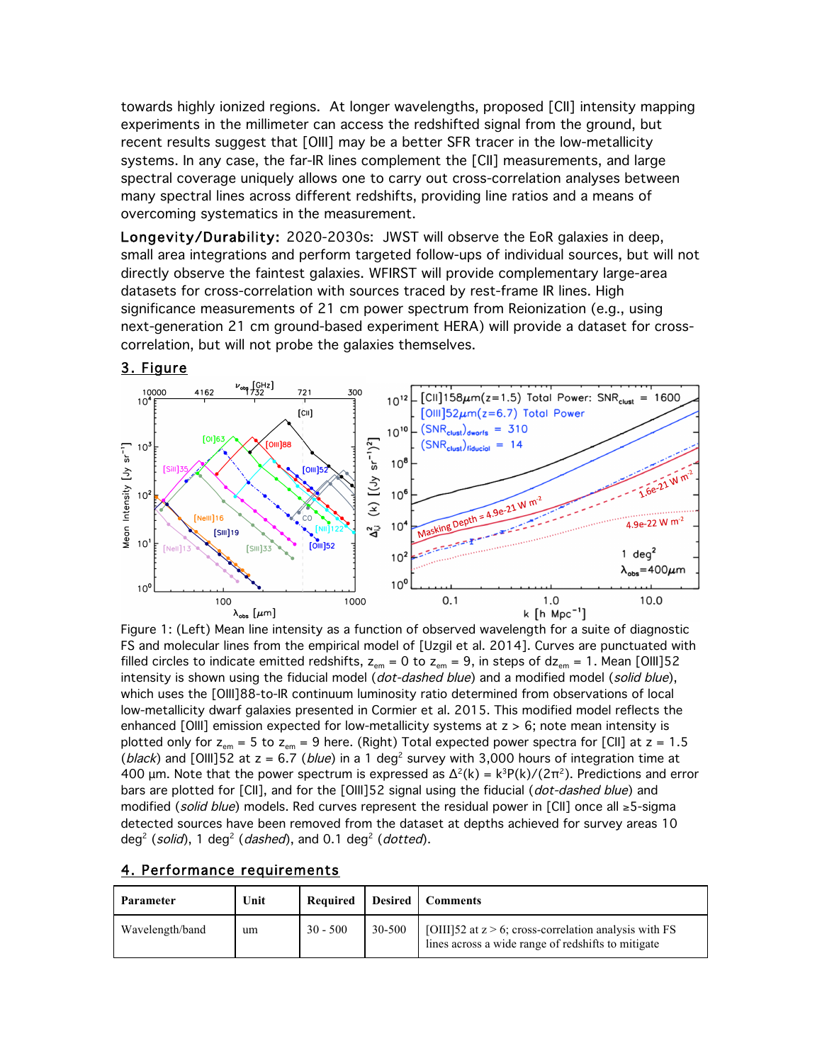towards highly ionized regions. At longer wavelengths, proposed [CII] intensity mapping experiments in the millimeter can access the redshifted signal from the ground, but recent results suggest that [OIII] may be a better SFR tracer in the low-metallicity systems. In any case, the far-IR lines complement the [CII] measurements, and large spectral coverage uniquely allows one to carry out cross-correlation analyses between many spectral lines across different redshifts, providing line ratios and a means of overcoming systematics in the measurement.

**Longevity/Durability:** 2020-2030s: JWST will observe the EoR galaxies in deep, small area integrations and perform targeted follow-ups of individual sources, but will not directly observe the faintest galaxies. WFIRST will provide complementary large-area datasets for cross-correlation with sources traced by rest-frame IR lines. High significance measurements of 21 cm power spectrum from Reionization (e.g., using next-generation 21 cm ground-based experiment HERA) will provide a dataset for cross-correlation, but will not probe the galaxies themselves.

## 3. Figure

$\nu_{obs}$ [GHz]
10000 4162 1732 721 300
$10^4$
$10^3$
$10^2$
$10^1$
$10^0$
Mean Intensity [Jy sr$^{-1}$]
[CII]
[OI]63
[OIII]88
[SiII]35
[OIII]52
[NeII]16
CO
[SIII]19
[NII]122
[NeII]13
[SIII]33
[OIII]52
100 1000
$\lambda_{obs}$ [$\mu$m]

[CII]158$\mu$m(z=1.5) Total Power: SNR$_{clust}$ = 1600
[OIII]52$\mu$m(z=6.7) Total Power
$(SNR_{clust})_{dwarfs}$ = 310
$(SNR_{clust})_{fiducial}$ = 14
$10^{12}$
$10^{10}$
$10^8$
$10^6$
$10^4$
$10^2$
$10^0$
$\Delta^2_{ij}$ (k) [(Jy sr$^{-1}$)$^2$]
Masking Depth = 4.9e-21 W m$^{-2}$
1.6e-21 W m$^{-2}$
4.9e-22 W m$^{-2}$
1 deg$^2$
$\lambda_{obs}$=400$\mu$m
0.1 1.0 10.0
k [h Mpc$^{-1}$]

Figure 1: (Left) Mean line intensity as a function of observed wavelength for a suite of diagnostic FS and molecular lines from the empirical model of [Uzgil et al. 2014]. Curves are punctuated with filled circles to indicate emitted redshifts, $z_{em}$ = 0 to $z_{em}$ = 9, in steps of $dz_{em}$ = 1. Mean [OIII]52 intensity is shown using the fiducial model (*dot-dashed blue*) and a modified model (*solid blue*), which uses the [OIII]88-to-IR continuum luminosity ratio determined from observations of local low-metallicity dwarf galaxies presented in Cormier et al. 2015. This modified model reflects the enhanced [OIII] emission expected for low-metallicity systems at z > 6; note mean intensity is plotted only for $z_{em}$ = 5 to $z_{em}$ = 9 here. (Right) Total expected power spectra for [CII] at z = 1.5 (*black*) and [OIII]52 at z = 6.7 (*blue*) in a 1 deg$^2$ survey with 3,000 hours of integration time at 400 µm. Note that the power spectrum is expressed as $\Delta^2(k) = k^3P(k)/(2\pi^2)$. Predictions and error bars are plotted for [CII], and for the [OIII]52 signal using the fiducial (*dot-dashed blue*) and modified (*solid blue*) models. Red curves represent the residual power in [CII] once all ≥5-sigma detected sources have been removed from the dataset at depths achieved for survey areas 10 deg$^2$ (*solid*), 1 deg$^2$ (*dashed*), and 0.1 deg$^2$ (*dotted*).

## 4. Performance requirements

| Parameter | Unit | Required | Desired | Comments |
|---|---|---|---|---|
| Wavelength/band | um | 30 - 500 | 30-500 | [OIII]52 at z > 6; cross-correlation analysis with FS lines across a wide range of redshifts to mitigate |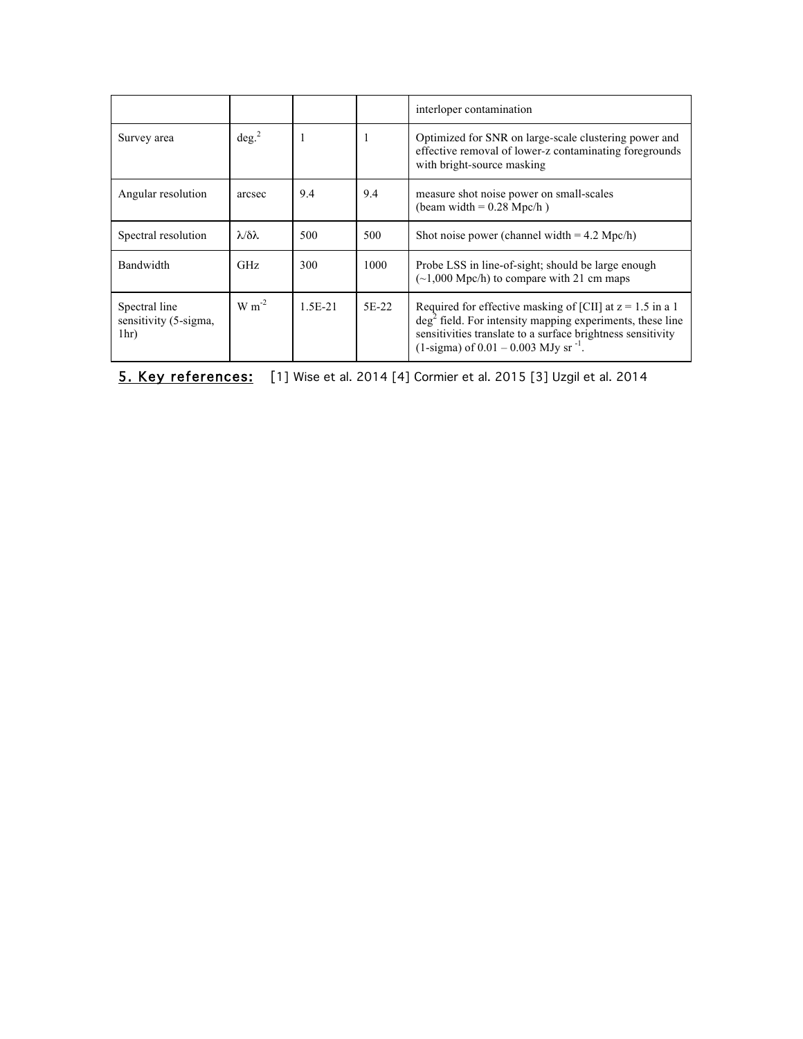| | | | | |
|---|---|---|---|---|
| | | | | interloper contamination |
| Survey area | deg.$^2$ | 1 | 1 | Optimized for SNR on large-scale clustering power and effective removal of lower-z contaminating foregrounds with bright-source masking |
| Angular resolution | arcsec | 9.4 | 9.4 | measure shot noise power on small-scales (beam width = 0.28 Mpc/h ) |
| Spectral resolution | $\lambda/\delta\lambda$ | 500 | 500 | Shot noise power (channel width = 4.2 Mpc/h) |
| Bandwidth | GHz | 300 | 1000 | Probe LSS in line-of-sight; should be large enough (~1,000 Mpc/h) to compare with 21 cm maps |
| Spectral line sensitivity (5-sigma, 1hr) | W m$^{-2}$ | 1.5E-21 | 5E-22 | Required for effective masking of [CII] at z = 1.5 in a 1 deg$^2$ field. For intensity mapping experiments, these line sensitivities translate to a surface brightness sensitivity (1-sigma) of 0.01 – 0.003 MJy sr$^{-1}$. |

**5. Key references:** [1] Wise et al. 2014 [4] Cormier et al. 2015 [3] Uzgil et al. 2014